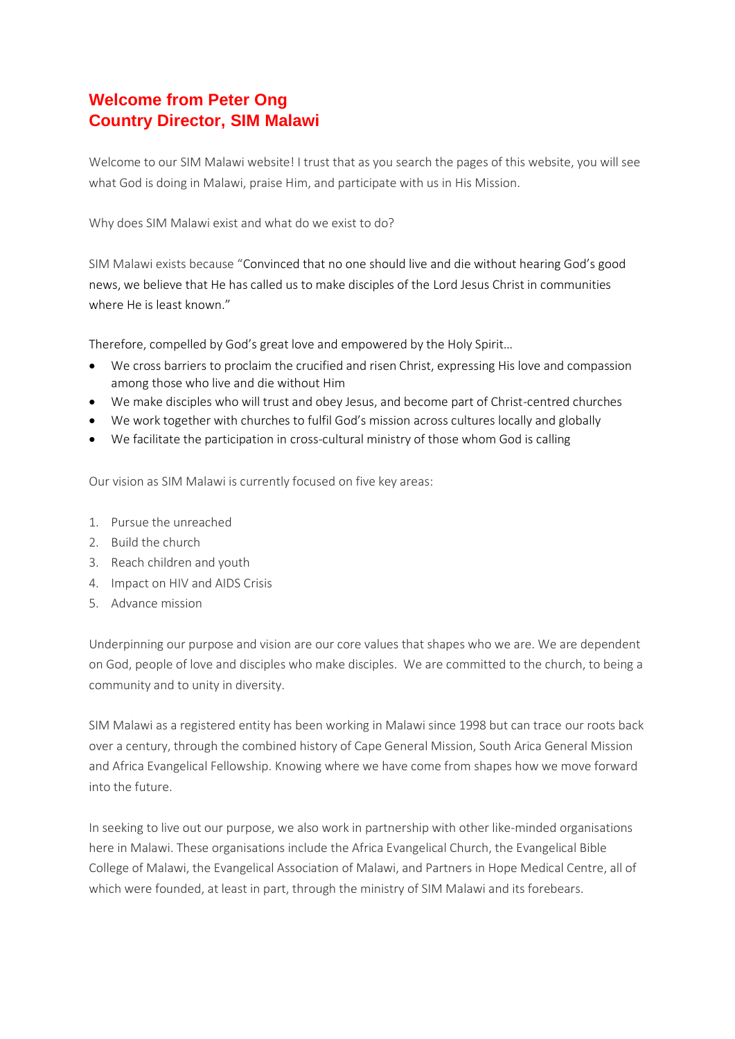# Welcome from Peter Ong
# Country Director, SIM Malawi

Welcome to our SIM Malawi website! I trust that as you search the pages of this website, you will see what God is doing in Malawi, praise Him, and participate with us in His Mission.

Why does SIM Malawi exist and what do we exist to do?

SIM Malawi exists because "Convinced that no one should live and die without hearing God's good news, we believe that He has called us to make disciples of the Lord Jesus Christ in communities where He is least known."

Therefore, compelled by God's great love and empowered by the Holy Spirit…

- We cross barriers to proclaim the crucified and risen Christ, expressing His love and compassion among those who live and die without Him
- We make disciples who will trust and obey Jesus, and become part of Christ-centred churches
- We work together with churches to fulfil God's mission across cultures locally and globally
- We facilitate the participation in cross-cultural ministry of those whom God is calling

Our vision as SIM Malawi is currently focused on five key areas:

1. Pursue the unreached
2. Build the church
3. Reach children and youth
4. Impact on HIV and AIDS Crisis
5. Advance mission

Underpinning our purpose and vision are our core values that shapes who we are. We are dependent on God, people of love and disciples who make disciples. We are committed to the church, to being a community and to unity in diversity.

SIM Malawi as a registered entity has been working in Malawi since 1998 but can trace our roots back over a century, through the combined history of Cape General Mission, South Arica General Mission and Africa Evangelical Fellowship. Knowing where we have come from shapes how we move forward into the future.

In seeking to live out our purpose, we also work in partnership with other like-minded organisations here in Malawi. These organisations include the Africa Evangelical Church, the Evangelical Bible College of Malawi, the Evangelical Association of Malawi, and Partners in Hope Medical Centre, all of which were founded, at least in part, through the ministry of SIM Malawi and its forebears.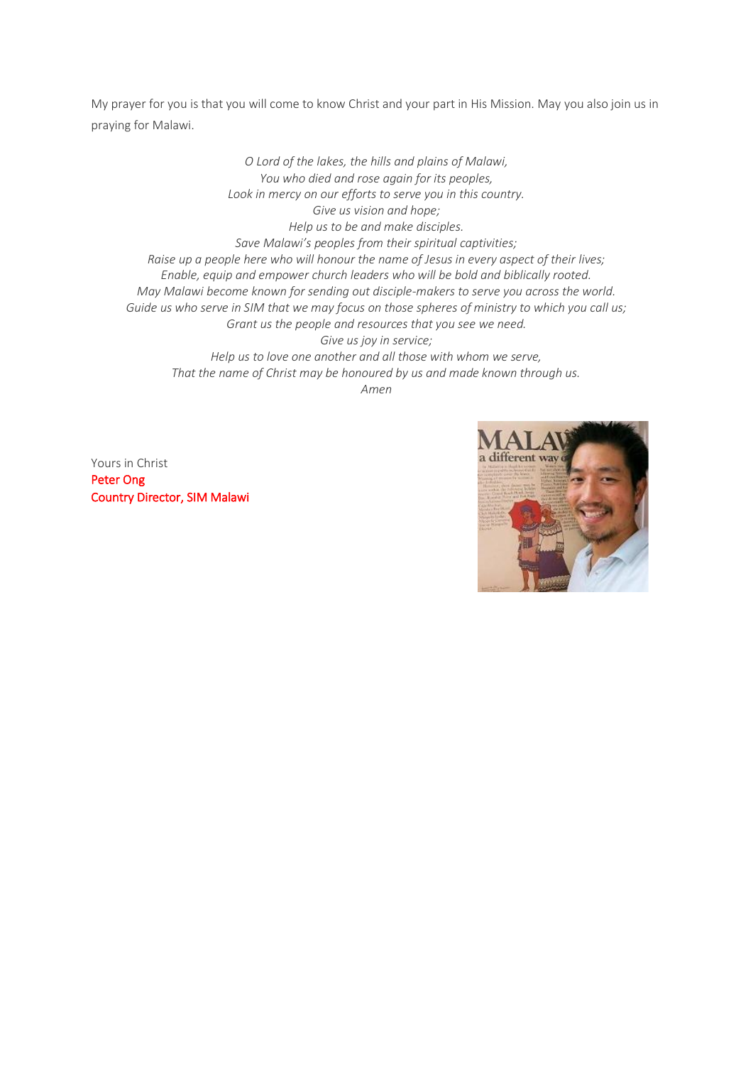My prayer for you is that you will come to know Christ and your part in His Mission. May you also join us in praying for Malawi.

*O Lord of the lakes, the hills and plains of Malawi,*
*You who died and rose again for its peoples,*
*Look in mercy on our efforts to serve you in this country.*
*Give us vision and hope;*
*Help us to be and make disciples.*
*Save Malawi's peoples from their spiritual captivities;*
*Raise up a people here who will honour the name of Jesus in every aspect of their lives;*
*Enable, equip and empower church leaders who will be bold and biblically rooted.*
*May Malawi become known for sending out disciple-makers to serve you across the world.*
*Guide us who serve in SIM that we may focus on those spheres of ministry to which you call us;*
*Grant us the people and resources that you see we need.*
*Give us joy in service;*
*Help us to love one another and all those with whom we serve,*
*That the name of Christ may be honoured by us and made known through us.*
*Amen*

Yours in Christ
Peter Ong
Country Director, SIM Malawi